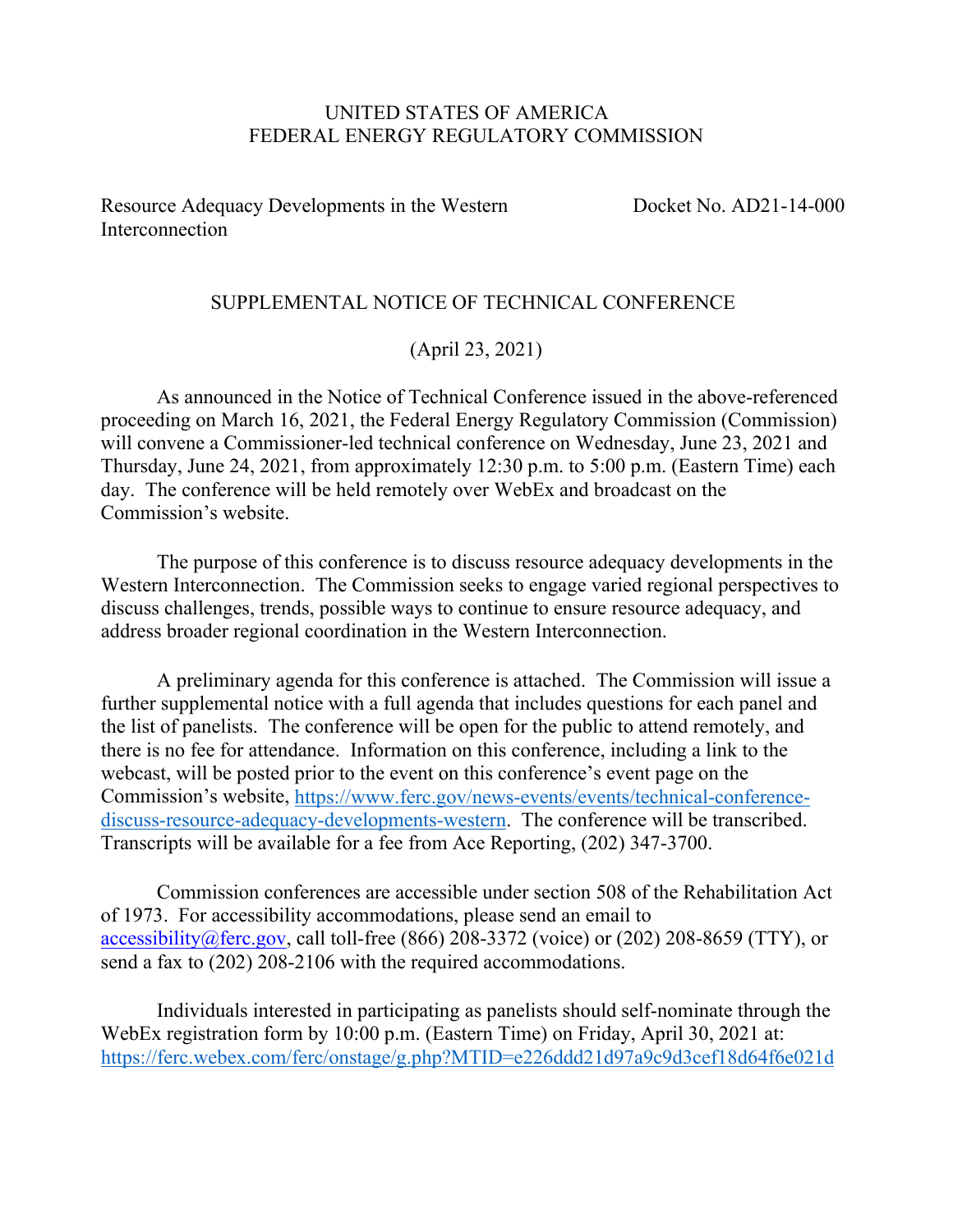UNITED STATES OF AMERICA
FEDERAL ENERGY REGULATORY COMMISSION

Resource Adequacy Developments in the Western Interconnection — Docket No. AD21-14-000

## SUPPLEMENTAL NOTICE OF TECHNICAL CONFERENCE

(April 23, 2021)

As announced in the Notice of Technical Conference issued in the above-referenced proceeding on March 16, 2021, the Federal Energy Regulatory Commission (Commission) will convene a Commissioner-led technical conference on Wednesday, June 23, 2021 and Thursday, June 24, 2021, from approximately 12:30 p.m. to 5:00 p.m. (Eastern Time) each day. The conference will be held remotely over WebEx and broadcast on the Commission's website.

The purpose of this conference is to discuss resource adequacy developments in the Western Interconnection. The Commission seeks to engage varied regional perspectives to discuss challenges, trends, possible ways to continue to ensure resource adequacy, and address broader regional coordination in the Western Interconnection.

A preliminary agenda for this conference is attached. The Commission will issue a further supplemental notice with a full agenda that includes questions for each panel and the list of panelists. The conference will be open for the public to attend remotely, and there is no fee for attendance. Information on this conference, including a link to the webcast, will be posted prior to the event on this conference's event page on the Commission's website, https://www.ferc.gov/news-events/events/technical-conference-discuss-resource-adequacy-developments-western. The conference will be transcribed. Transcripts will be available for a fee from Ace Reporting, (202) 347-3700.

Commission conferences are accessible under section 508 of the Rehabilitation Act of 1973. For accessibility accommodations, please send an email to accessibility@ferc.gov, call toll-free (866) 208-3372 (voice) or (202) 208-8659 (TTY), or send a fax to (202) 208-2106 with the required accommodations.

Individuals interested in participating as panelists should self-nominate through the WebEx registration form by 10:00 p.m. (Eastern Time) on Friday, April 30, 2021 at: https://ferc.webex.com/ferc/onstage/g.php?MTID=e226ddd21d97a9c9d3cef18d64f6e021d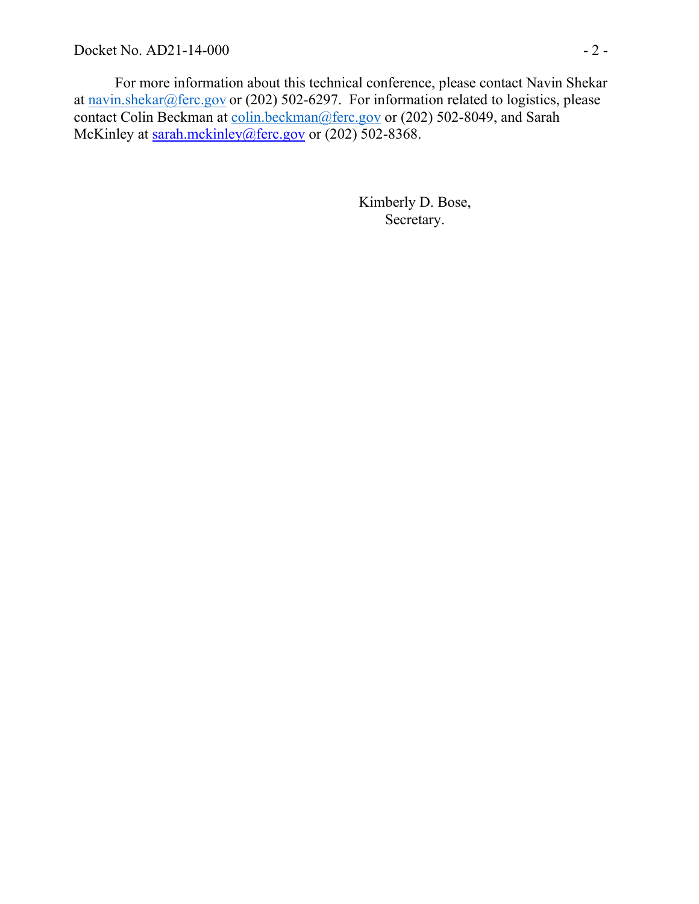For more information about this technical conference, please contact Navin Shekar at navin.shekar@ferc.gov or (202) 502-6297. For information related to logistics, please contact Colin Beckman at colin.beckman@ferc.gov or (202) 502-8049, and Sarah McKinley at sarah.mckinley@ferc.gov or (202) 502-8368.

Kimberly D. Bose,
Secretary.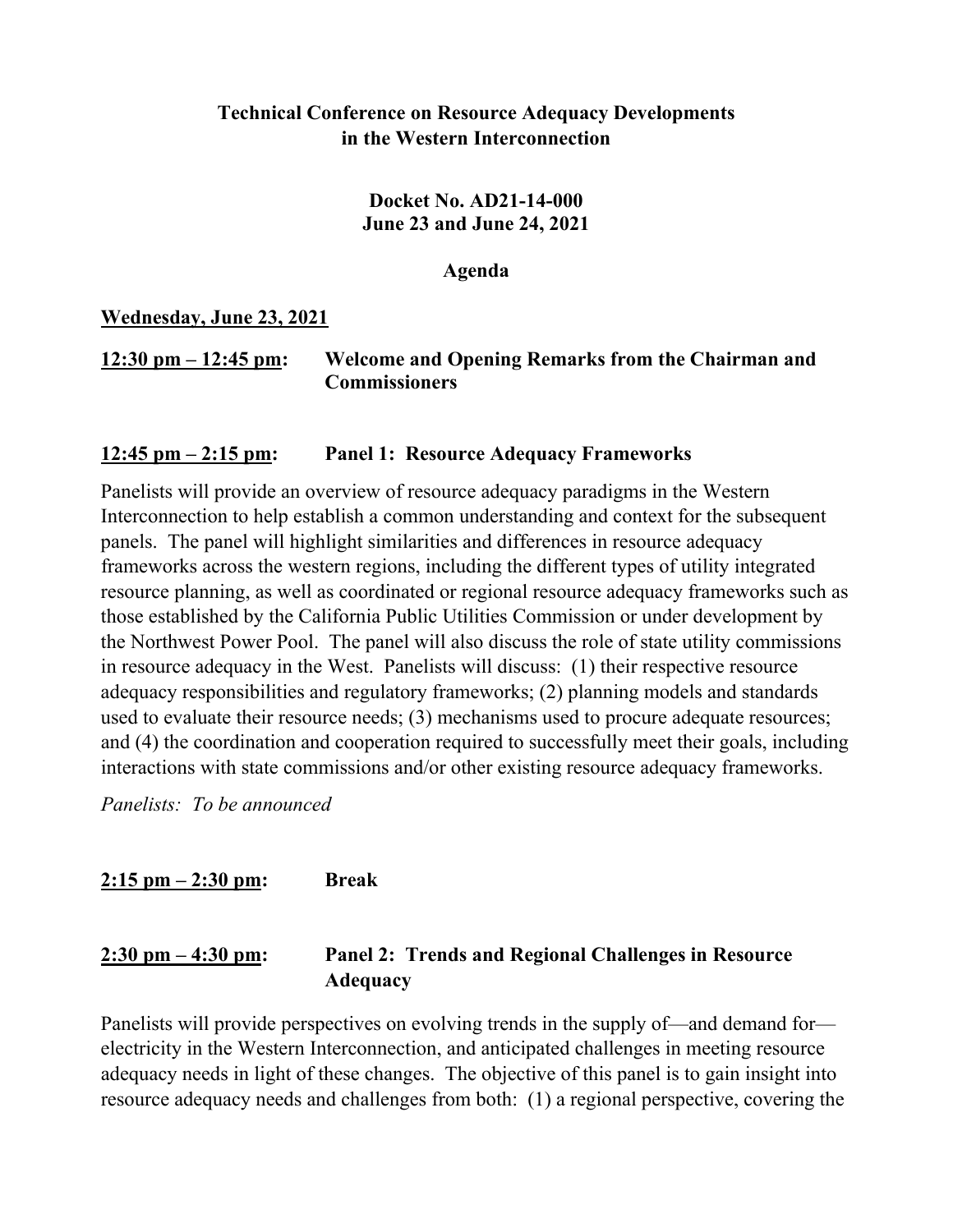**Technical Conference on Resource Adequacy Developments in the Western Interconnection**

**Docket No. AD21-14-000**
**June 23 and June 24, 2021**

**Agenda**

**<u>Wednesday, June 23, 2021</u>**

**<u>12:30 pm – 12:45 pm</u>: Welcome and Opening Remarks from the Chairman and Commissioners**

**<u>12:45 pm – 2:15 pm</u>: Panel 1: Resource Adequacy Frameworks**

Panelists will provide an overview of resource adequacy paradigms in the Western Interconnection to help establish a common understanding and context for the subsequent panels. The panel will highlight similarities and differences in resource adequacy frameworks across the western regions, including the different types of utility integrated resource planning, as well as coordinated or regional resource adequacy frameworks such as those established by the California Public Utilities Commission or under development by the Northwest Power Pool. The panel will also discuss the role of state utility commissions in resource adequacy in the West. Panelists will discuss: (1) their respective resource adequacy responsibilities and regulatory frameworks; (2) planning models and standards used to evaluate their resource needs; (3) mechanisms used to procure adequate resources; and (4) the coordination and cooperation required to successfully meet their goals, including interactions with state commissions and/or other existing resource adequacy frameworks.

*Panelists: To be announced*

**<u>2:15 pm – 2:30 pm</u>: Break**

**<u>2:30 pm – 4:30 pm</u>: Panel 2: Trends and Regional Challenges in Resource Adequacy**

Panelists will provide perspectives on evolving trends in the supply of—and demand for—electricity in the Western Interconnection, and anticipated challenges in meeting resource adequacy needs in light of these changes. The objective of this panel is to gain insight into resource adequacy needs and challenges from both: (1) a regional perspective, covering the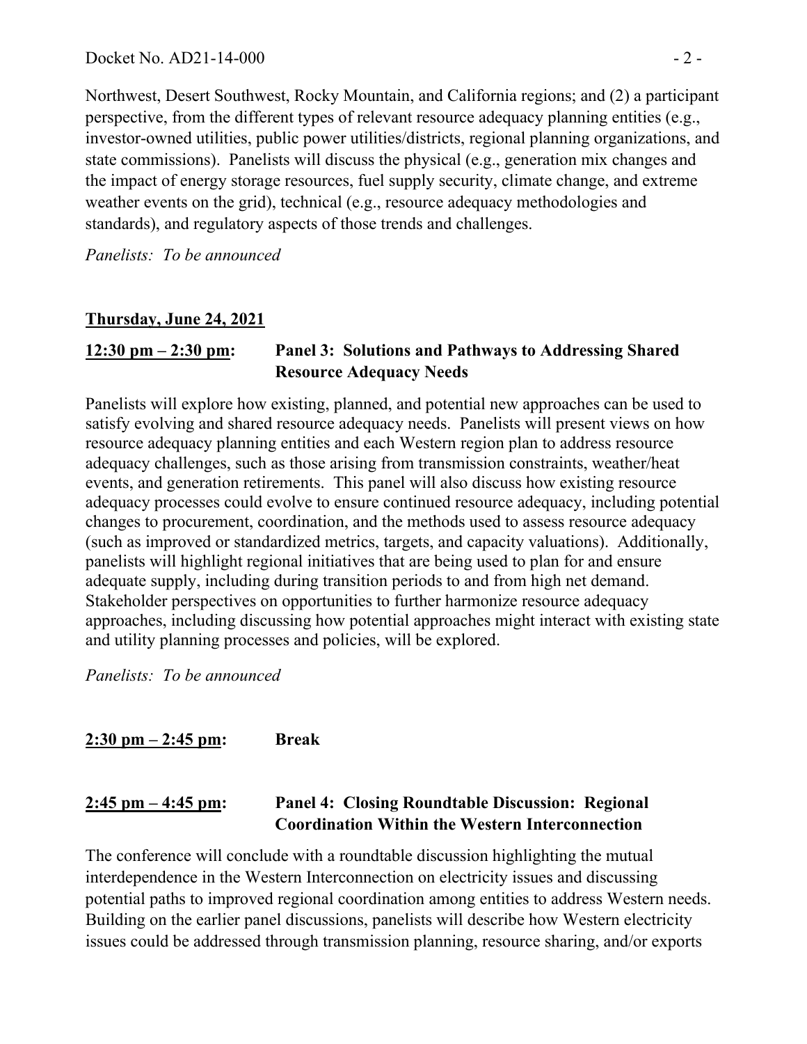Northwest, Desert Southwest, Rocky Mountain, and California regions; and (2) a participant perspective, from the different types of relevant resource adequacy planning entities (e.g., investor-owned utilities, public power utilities/districts, regional planning organizations, and state commissions). Panelists will discuss the physical (e.g., generation mix changes and the impact of energy storage resources, fuel supply security, climate change, and extreme weather events on the grid), technical (e.g., resource adequacy methodologies and standards), and regulatory aspects of those trends and challenges.

*Panelists: To be announced*

**Thursday, June 24, 2021**

**12:30 pm – 2:30 pm: Panel 3: Solutions and Pathways to Addressing Shared Resource Adequacy Needs**

Panelists will explore how existing, planned, and potential new approaches can be used to satisfy evolving and shared resource adequacy needs. Panelists will present views on how resource adequacy planning entities and each Western region plan to address resource adequacy challenges, such as those arising from transmission constraints, weather/heat events, and generation retirements. This panel will also discuss how existing resource adequacy processes could evolve to ensure continued resource adequacy, including potential changes to procurement, coordination, and the methods used to assess resource adequacy (such as improved or standardized metrics, targets, and capacity valuations). Additionally, panelists will highlight regional initiatives that are being used to plan for and ensure adequate supply, including during transition periods to and from high net demand. Stakeholder perspectives on opportunities to further harmonize resource adequacy approaches, including discussing how potential approaches might interact with existing state and utility planning processes and policies, will be explored.

*Panelists: To be announced*

**2:30 pm – 2:45 pm: Break**

**2:45 pm – 4:45 pm: Panel 4: Closing Roundtable Discussion: Regional Coordination Within the Western Interconnection**

The conference will conclude with a roundtable discussion highlighting the mutual interdependence in the Western Interconnection on electricity issues and discussing potential paths to improved regional coordination among entities to address Western needs. Building on the earlier panel discussions, panelists will describe how Western electricity issues could be addressed through transmission planning, resource sharing, and/or exports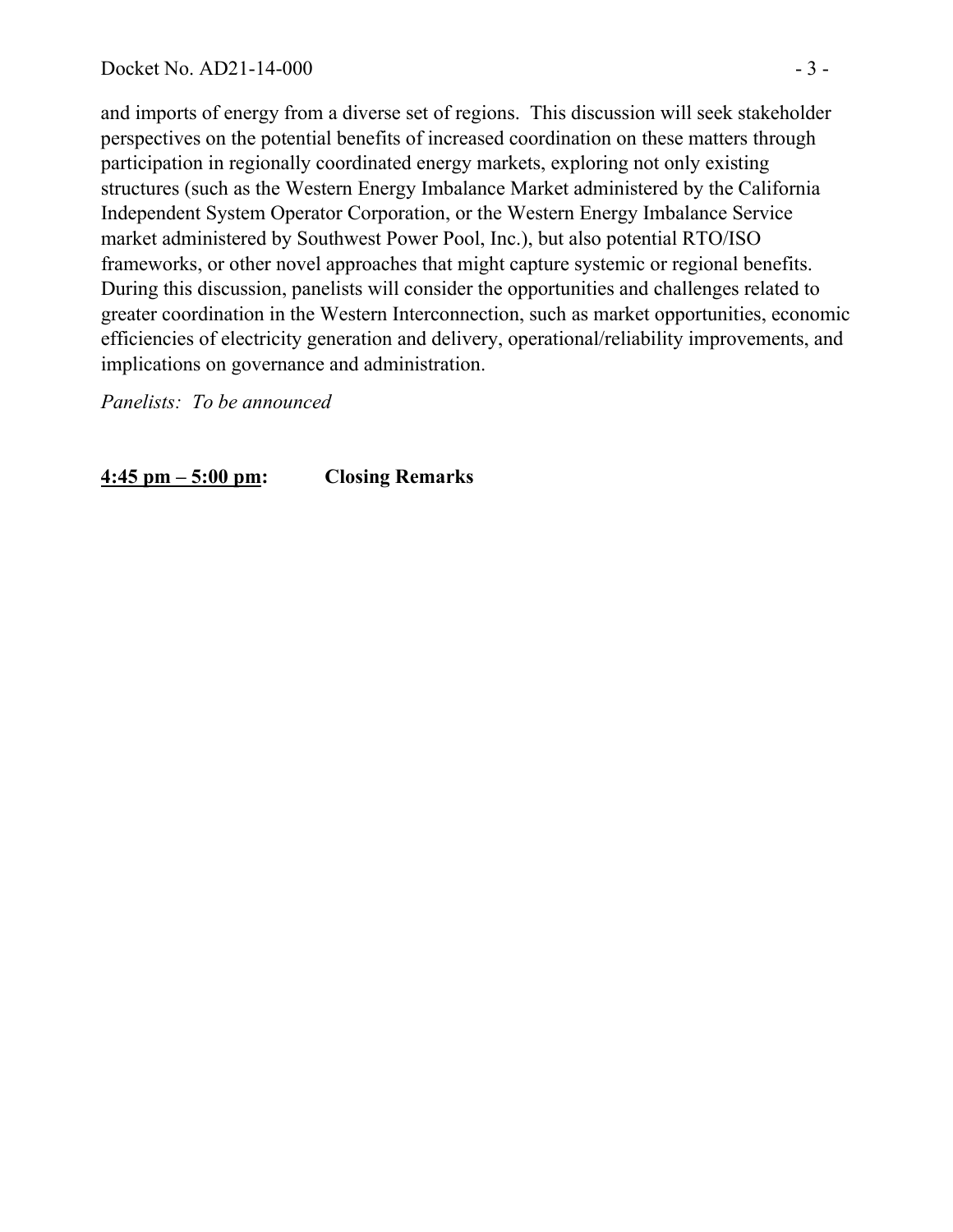and imports of energy from a diverse set of regions. This discussion will seek stakeholder perspectives on the potential benefits of increased coordination on these matters through participation in regionally coordinated energy markets, exploring not only existing structures (such as the Western Energy Imbalance Market administered by the California Independent System Operator Corporation, or the Western Energy Imbalance Service market administered by Southwest Power Pool, Inc.), but also potential RTO/ISO frameworks, or other novel approaches that might capture systemic or regional benefits. During this discussion, panelists will consider the opportunities and challenges related to greater coordination in the Western Interconnection, such as market opportunities, economic efficiencies of electricity generation and delivery, operational/reliability improvements, and implications on governance and administration.

*Panelists: To be announced*

**4:45 pm – 5:00 pm: Closing Remarks**